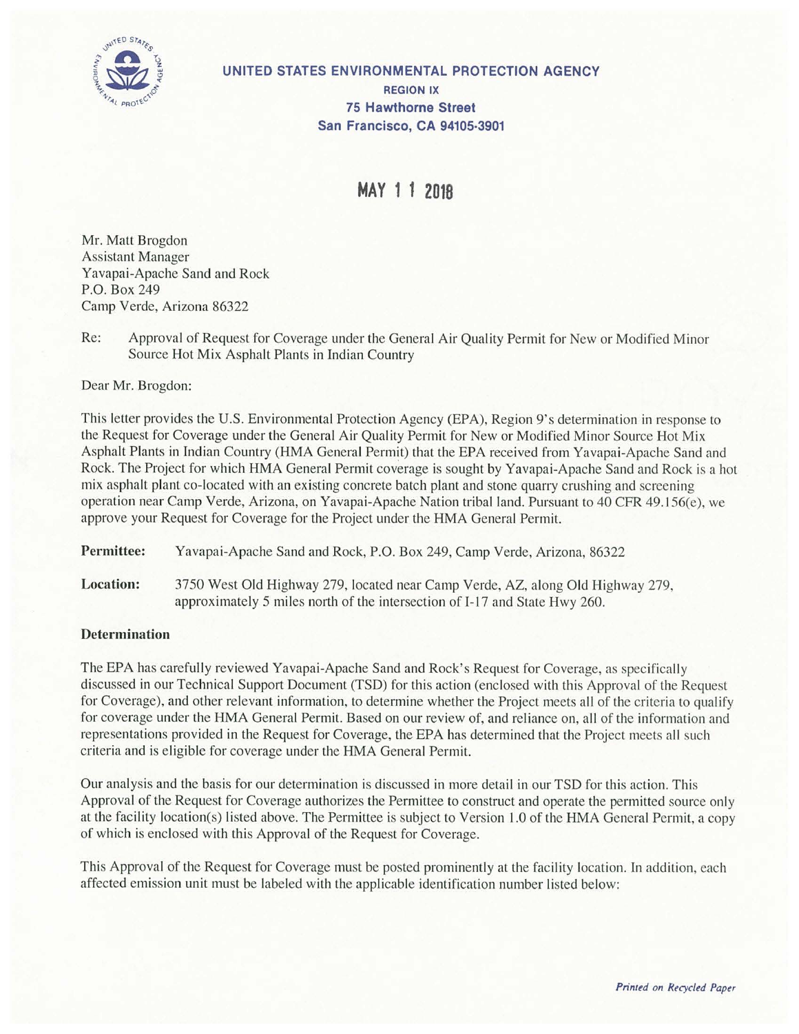**UNITED STATES ENVIRONMENTAL PROTECTION AGENCY**
**REGION IX**
**75 Hawthorne Street**
**San Francisco, CA 94105-3901**

**MAY 1 1 2018**

Mr. Matt Brogdon
Assistant Manager
Yavapai-Apache Sand and Rock
P.O. Box 249
Camp Verde, Arizona 86322

Re: Approval of Request for Coverage under the General Air Quality Permit for New or Modified Minor Source Hot Mix Asphalt Plants in Indian Country

Dear Mr. Brogdon:

This letter provides the U.S. Environmental Protection Agency (EPA), Region 9's determination in response to the Request for Coverage under the General Air Quality Permit for New or Modified Minor Source Hot Mix Asphalt Plants in Indian Country (HMA General Permit) that the EPA received from Yavapai-Apache Sand and Rock. The Project for which HMA General Permit coverage is sought by Yavapai-Apache Sand and Rock is a hot mix asphalt plant co-located with an existing concrete batch plant and stone quarry crushing and screening operation near Camp Verde, Arizona, on Yavapai-Apache Nation tribal land. Pursuant to 40 CFR 49.156(e), we approve your Request for Coverage for the Project under the HMA General Permit.

**Permittee:** Yavapai-Apache Sand and Rock, P.O. Box 249, Camp Verde, Arizona, 86322

**Location:** 3750 West Old Highway 279, located near Camp Verde, AZ, along Old Highway 279, approximately 5 miles north of the intersection of I-17 and State Hwy 260.

### Determination

The EPA has carefully reviewed Yavapai-Apache Sand and Rock's Request for Coverage, as specifically discussed in our Technical Support Document (TSD) for this action (enclosed with this Approval of the Request for Coverage), and other relevant information, to determine whether the Project meets all of the criteria to qualify for coverage under the HMA General Permit. Based on our review of, and reliance on, all of the information and representations provided in the Request for Coverage, the EPA has determined that the Project meets all such criteria and is eligible for coverage under the HMA General Permit.

Our analysis and the basis for our determination is discussed in more detail in our TSD for this action. This Approval of the Request for Coverage authorizes the Permittee to construct and operate the permitted source only at the facility location(s) listed above. The Permittee is subject to Version 1.0 of the HMA General Permit, a copy of which is enclosed with this Approval of the Request for Coverage.

This Approval of the Request for Coverage must be posted prominently at the facility location. In addition, each affected emission unit must be labeled with the applicable identification number listed below:

*Printed on Recycled Paper*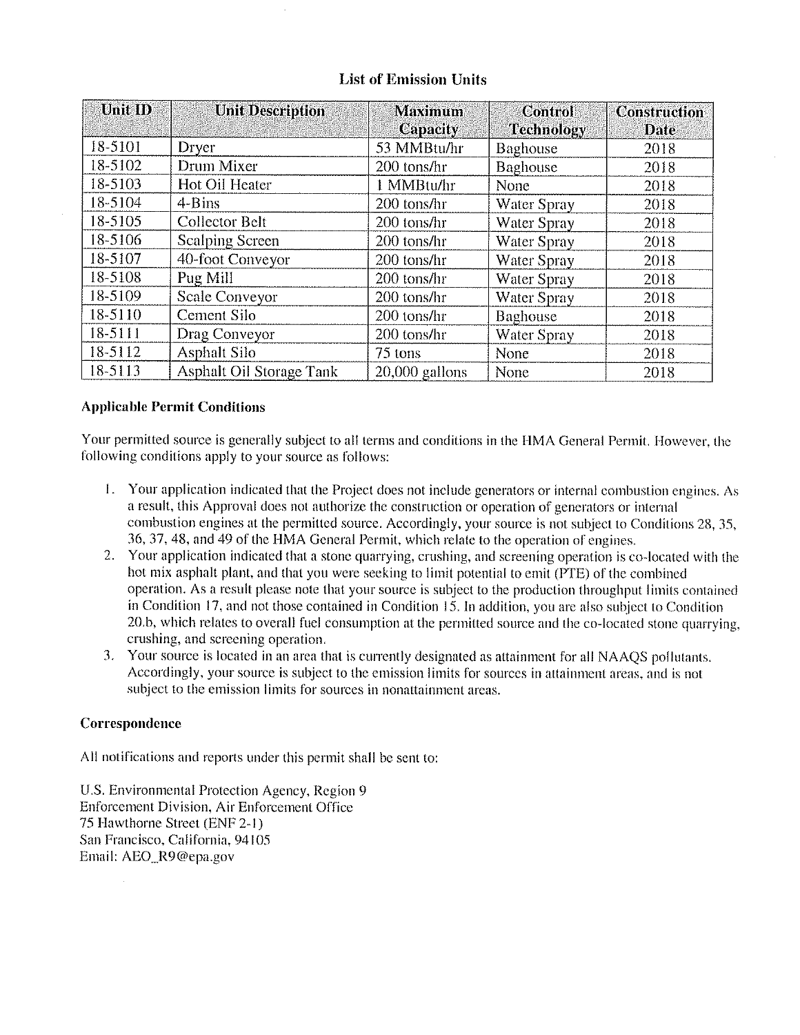## List of Emission Units

| Unit ID | Unit Description | Maximum Capacity | Control Technology | Construction Date |
|---|---|---|---|---|
| 18-5101 | Dryer | 53 MMBtu/hr | Baghouse | 2018 |
| 18-5102 | Drum Mixer | 200 tons/hr | Baghouse | 2018 |
| 18-5103 | Hot Oil Heater | 1 MMBtu/hr | None | 2018 |
| 18-5104 | 4-Bins | 200 tons/hr | Water Spray | 2018 |
| 18-5105 | Collector Belt | 200 tons/hr | Water Spray | 2018 |
| 18-5106 | Scalping Screen | 200 tons/hr | Water Spray | 2018 |
| 18-5107 | 40-foot Conveyor | 200 tons/hr | Water Spray | 2018 |
| 18-5108 | Pug Mill | 200 tons/hr | Water Spray | 2018 |
| 18-5109 | Scale Conveyor | 200 tons/hr | Water Spray | 2018 |
| 18-5110 | Cement Silo | 200 tons/hr | Baghouse | 2018 |
| 18-5111 | Drag Conveyor | 200 tons/hr | Water Spray | 2018 |
| 18-5112 | Asphalt Silo | 75 tons | None | 2018 |
| 18-5113 | Asphalt Oil Storage Tank | 20,000 gallons | None | 2018 |

### Applicable Permit Conditions

Your permitted source is generally subject to all terms and conditions in the HMA General Permit. However, the following conditions apply to your source as follows:

1. Your application indicated that the Project does not include generators or internal combustion engines. As a result, this Approval does not authorize the construction or operation of generators or internal combustion engines at the permitted source. Accordingly, your source is not subject to Conditions 28, 35, 36, 37, 48, and 49 of the HMA General Permit, which relate to the operation of engines.
2. Your application indicated that a stone quarrying, crushing, and screening operation is co-located with the hot mix asphalt plant, and that you were seeking to limit potential to emit (PTE) of the combined operation. As a result please note that your source is subject to the production throughput limits contained in Condition 17, and not those contained in Condition 15. In addition, you are also subject to Condition 20.b, which relates to overall fuel consumption at the permitted source and the co-located stone quarrying, crushing, and screening operation.
3. Your source is located in an area that is currently designated as attainment for all NAAQS pollutants. Accordingly, your source is subject to the emission limits for sources in attainment areas, and is not subject to the emission limits for sources in nonattainment areas.

### Correspondence

All notifications and reports under this permit shall be sent to:

U.S. Environmental Protection Agency, Region 9
Enforcement Division, Air Enforcement Office
75 Hawthorne Street (ENF 2-1)
San Francisco, California, 94105
Email: AEO_R9@epa.gov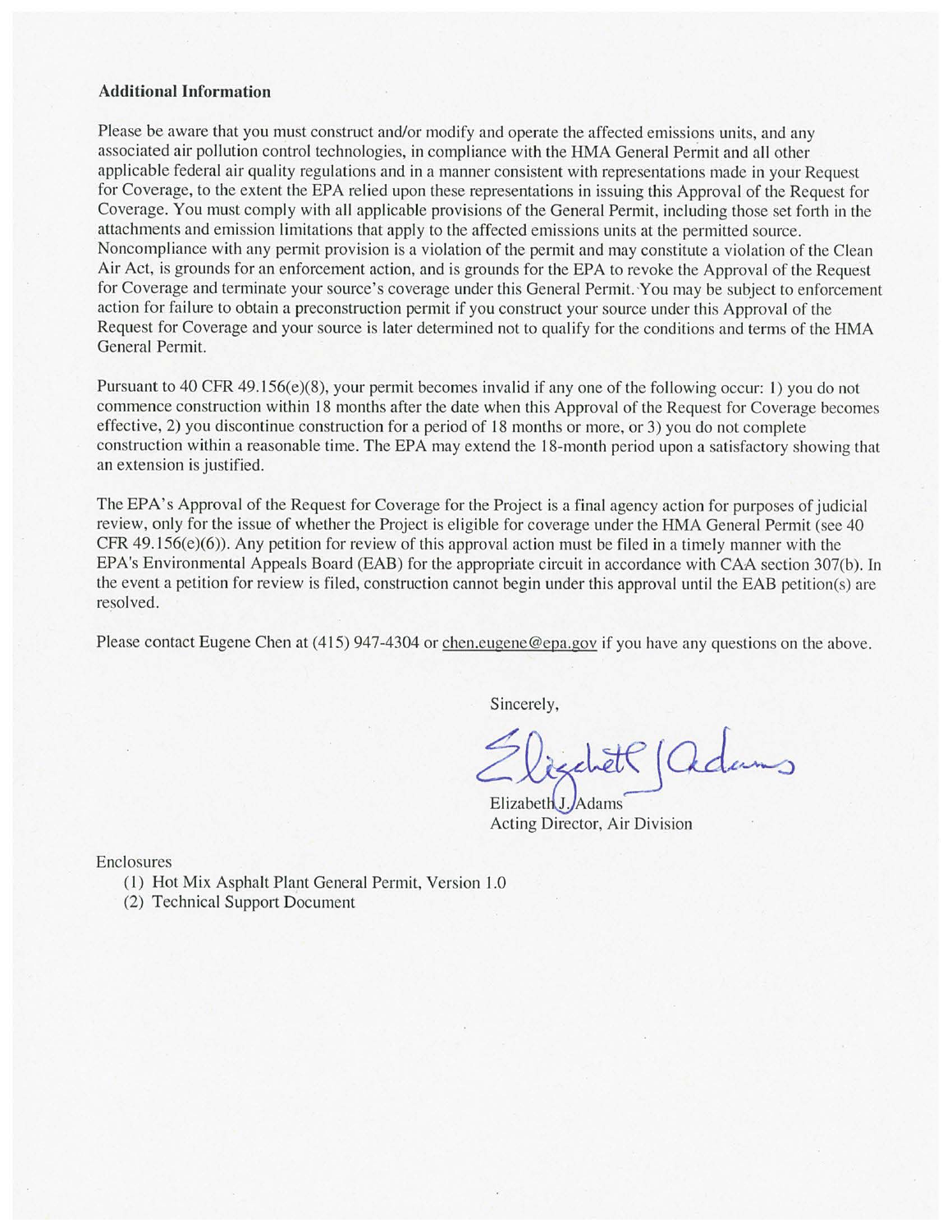**Additional Information**

Please be aware that you must construct and/or modify and operate the affected emissions units, and any associated air pollution control technologies, in compliance with the HMA General Permit and all other applicable federal air quality regulations and in a manner consistent with representations made in your Request for Coverage, to the extent the EPA relied upon these representations in issuing this Approval of the Request for Coverage. You must comply with all applicable provisions of the General Permit, including those set forth in the attachments and emission limitations that apply to the affected emissions units at the permitted source. Noncompliance with any permit provision is a violation of the permit and may constitute a violation of the Clean Air Act, is grounds for an enforcement action, and is grounds for the EPA to revoke the Approval of the Request for Coverage and terminate your source's coverage under this General Permit. You may be subject to enforcement action for failure to obtain a preconstruction permit if you construct your source under this Approval of the Request for Coverage and your source is later determined not to qualify for the conditions and terms of the HMA General Permit.

Pursuant to 40 CFR 49.156(e)(8), your permit becomes invalid if any one of the following occur: 1) you do not commence construction within 18 months after the date when this Approval of the Request for Coverage becomes effective, 2) you discontinue construction for a period of 18 months or more, or 3) you do not complete construction within a reasonable time. The EPA may extend the 18-month period upon a satisfactory showing that an extension is justified.

The EPA's Approval of the Request for Coverage for the Project is a final agency action for purposes of judicial review, only for the issue of whether the Project is eligible for coverage under the HMA General Permit (see 40 CFR 49.156(e)(6)). Any petition for review of this approval action must be filed in a timely manner with the EPA's Environmental Appeals Board (EAB) for the appropriate circuit in accordance with CAA section 307(b). In the event a petition for review is filed, construction cannot begin under this approval until the EAB petition(s) are resolved.

Please contact Eugene Chen at (415) 947-4304 or chen.eugene@epa.gov if you have any questions on the above.

Sincerely,

Elizabeth J. Adams
Acting Director, Air Division

Enclosures

1. Hot Mix Asphalt Plant General Permit, Version 1.0
2. Technical Support Document